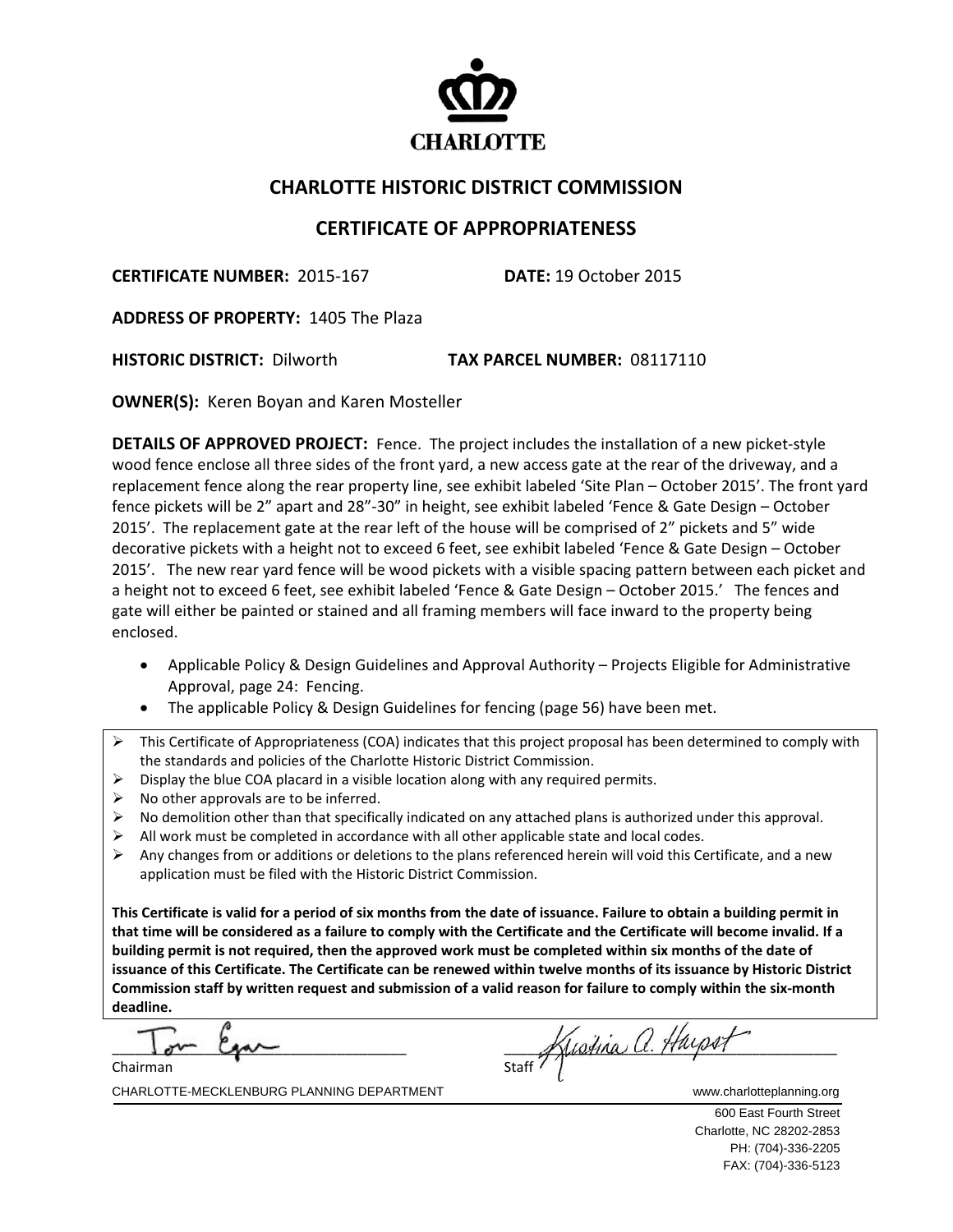CHARLOTTE

## CHARLOTTE HISTORIC DISTRICT COMMISSION

## CERTIFICATE OF APPROPRIATENESS

**CERTIFICATE NUMBER:** 2015-167 **DATE:** 19 October 2015

**ADDRESS OF PROPERTY:** 1405 The Plaza

**HISTORIC DISTRICT:** Dilworth **TAX PARCEL NUMBER:** 08117110

**OWNER(S):** Keren Boyan and Karen Mosteller

**DETAILS OF APPROVED PROJECT:** Fence. The project includes the installation of a new picket-style wood fence enclose all three sides of the front yard, a new access gate at the rear of the driveway, and a replacement fence along the rear property line, see exhibit labeled 'Site Plan – October 2015'. The front yard fence pickets will be 2" apart and 28"-30" in height, see exhibit labeled 'Fence & Gate Design – October 2015'. The replacement gate at the rear left of the house will be comprised of 2" pickets and 5" wide decorative pickets with a height not to exceed 6 feet, see exhibit labeled 'Fence & Gate Design – October 2015'. The new rear yard fence will be wood pickets with a visible spacing pattern between each picket and a height not to exceed 6 feet, see exhibit labeled 'Fence & Gate Design – October 2015.' The fences and gate will either be painted or stained and all framing members will face inward to the property being enclosed.

- Applicable Policy & Design Guidelines and Approval Authority – Projects Eligible for Administrative Approval, page 24: Fencing.
- The applicable Policy & Design Guidelines for fencing (page 56) have been met.

---

- This Certificate of Appropriateness (COA) indicates that this project proposal has been determined to comply with the standards and policies of the Charlotte Historic District Commission.
- Display the blue COA placard in a visible location along with any required permits.
- No other approvals are to be inferred.
- No demolition other than that specifically indicated on any attached plans is authorized under this approval.
- All work must be completed in accordance with all other applicable state and local codes.
- Any changes from or additions or deletions to the plans referenced herein will void this Certificate, and a new application must be filed with the Historic District Commission.

**This Certificate is valid for a period of six months from the date of issuance. Failure to obtain a building permit in that time will be considered as a failure to comply with the Certificate and the Certificate will become invalid. If a building permit is not required, then the approved work must be completed within six months of the date of issuance of this Certificate. The Certificate can be renewed within twelve months of its issuance by Historic District Commission staff by written request and submission of a valid reason for failure to comply within the six-month deadline.**

Tom Egan Kristina A. Harpst

Chairman Staff

CHARLOTTE-MECKLENBURG PLANNING DEPARTMENT www.charlotteplanning.org

600 East Fourth Street
Charlotte, NC 28202-2853
PH: (704)-336-2205
FAX: (704)-336-5123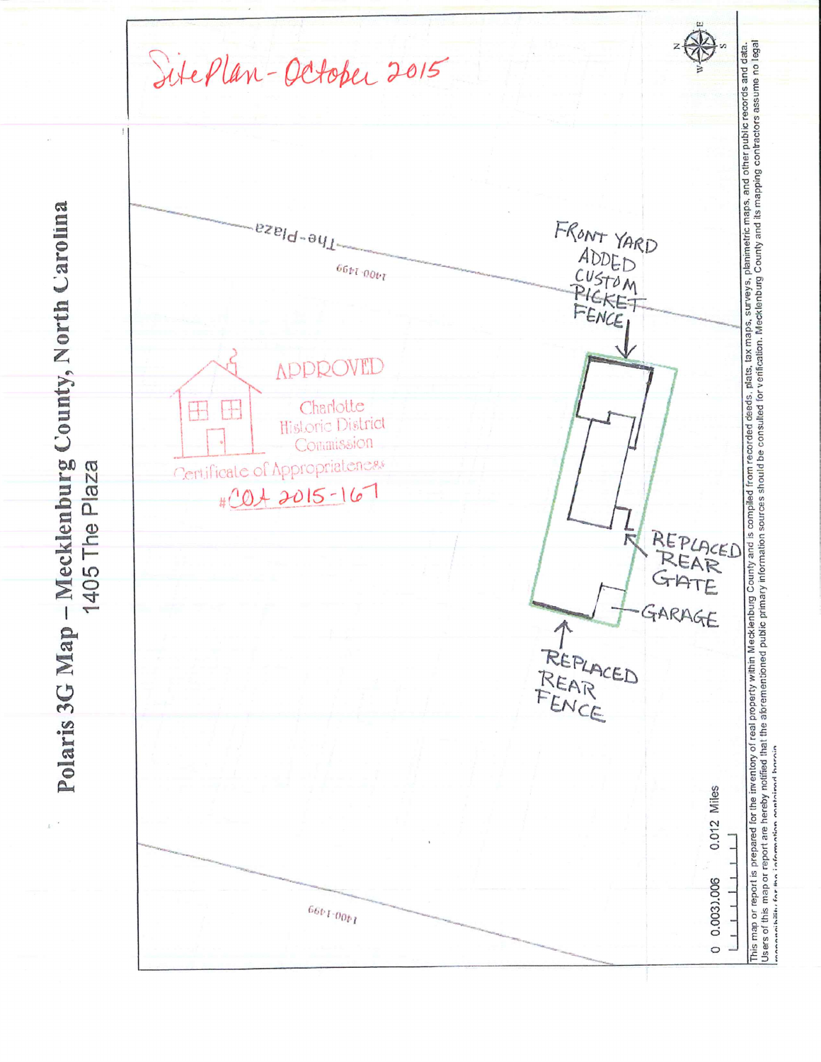# Polaris 3G Map – Mecklenburg County, North Carolina

## 1405 The Plaza

Site Plan - October 2015

The Plaza

1400-1499

FRONT YARD ADDED CUSTOM PICKET FENCE

REPLACED REAR GATE

GARAGE

REPLACED REAR FENCE

APPROVED

Charlotte Historic District Commission

Certificate of Appropriateness

#COA 2015-167

1400-1499

0 0.003 0.006 0.012 Miles

This map or report is prepared for the inventory of real property within Mecklenburg County and is compiled from recorded deeds, plats, tax maps, surveys, planimetric maps, and other public records and data. Users of this map or report are hereby notified that the aforementioned public primary information sources should be consulted for verification. Mecklenburg County and its mapping contractors assume no legal responsibility for the information contained herein.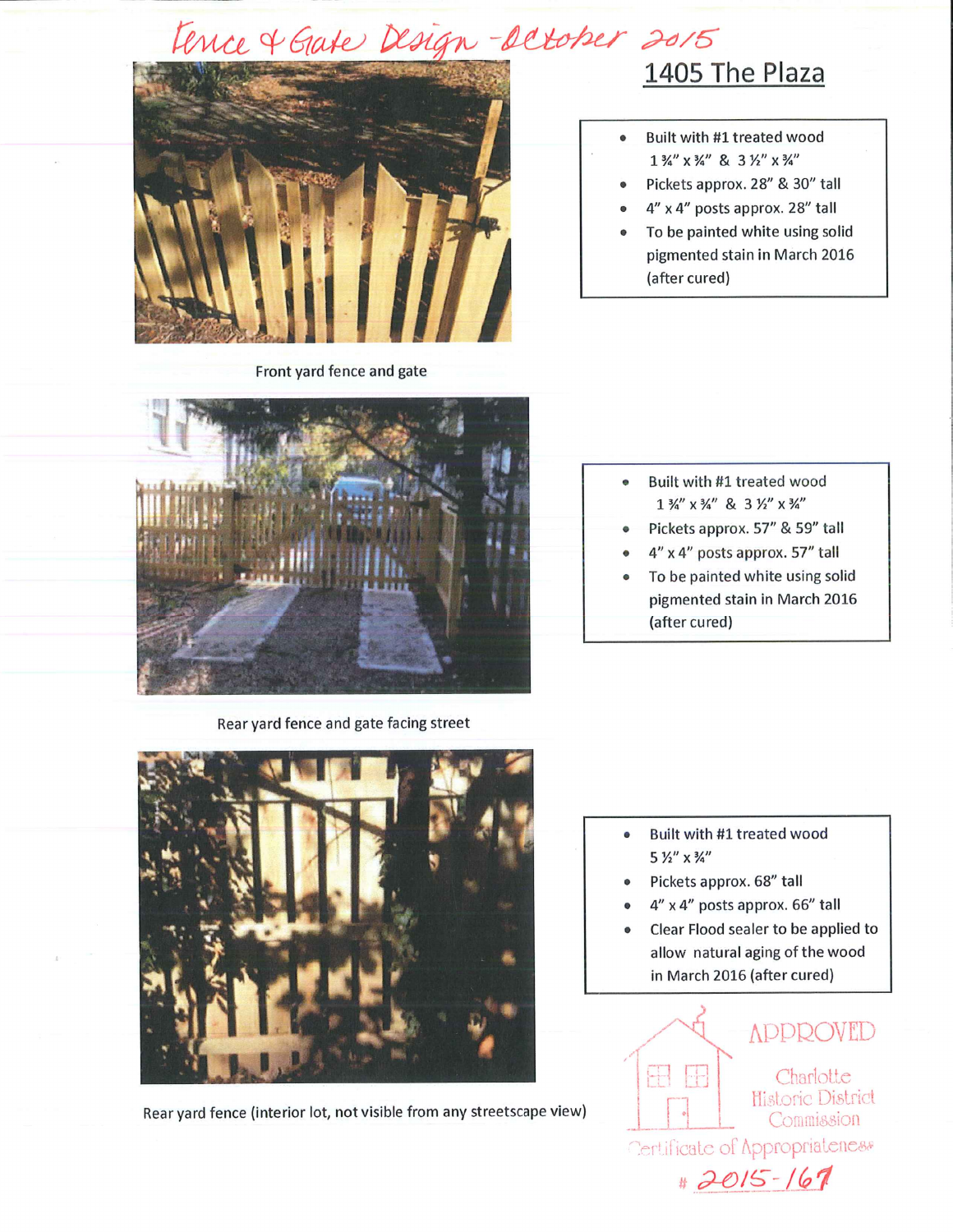Fence & Gate Design - October 2015

## 1405 The Plaza

- Built with #1 treated wood 1 ¾" x ¾" & 3 ½" x ¾"
- Pickets approx. 28" & 30" tall
- 4" x 4" posts approx. 28" tall
- To be painted white using solid pigmented stain in March 2016 (after cured)

Front yard fence and gate

- Built with #1 treated wood 1 ¾" x ¾" & 3 ½" x ¾"
- Pickets approx. 57" & 59" tall
- 4" x 4" posts approx. 57" tall
- To be painted white using solid pigmented stain in March 2016 (after cured)

Rear yard fence and gate facing street

- Built with #1 treated wood 5 ½" x ¾"
- Pickets approx. 68" tall
- 4" x 4" posts approx. 66" tall
- Clear Flood sealer to be applied to allow natural aging of the wood in March 2016 (after cured)

Rear yard fence (interior lot, not visible from any streetscape view)

APPROVED
Charlotte Historic District Commission
Certificate of Appropriateness
# 2015-167